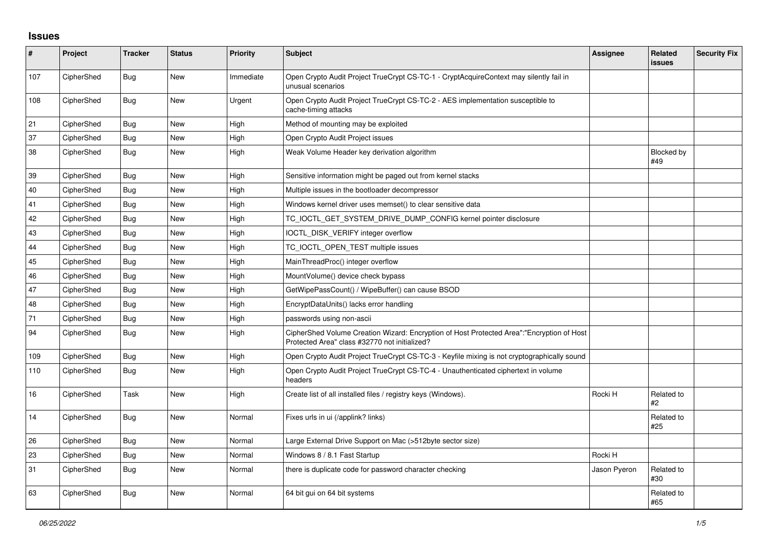## Issues

| # | Project | Tracker | Status | Priority | Subject | Assignee | Related issues | Security Fix |
|---|---|---|---|---|---|---|---|---|
| 107 | CipherShed | Bug | New | Immediate | Open Crypto Audit Project TrueCrypt CS-TC-1 - CryptAcquireContext may silently fail in unusual scenarios | | | |
| 108 | CipherShed | Bug | New | Urgent | Open Crypto Audit Project TrueCrypt CS-TC-2 - AES implementation susceptible to cache-timing attacks | | | |
| 21 | CipherShed | Bug | New | High | Method of mounting may be exploited | | | |
| 37 | CipherShed | Bug | New | High | Open Crypto Audit Project issues | | | |
| 38 | CipherShed | Bug | New | High | Weak Volume Header key derivation algorithm | | Blocked by #49 | |
| 39 | CipherShed | Bug | New | High | Sensitive information might be paged out from kernel stacks | | | |
| 40 | CipherShed | Bug | New | High | Multiple issues in the bootloader decompressor | | | |
| 41 | CipherShed | Bug | New | High | Windows kernel driver uses memset() to clear sensitive data | | | |
| 42 | CipherShed | Bug | New | High | TC_IOCTL_GET_SYSTEM_DRIVE_DUMP_CONFIG kernel pointer disclosure | | | |
| 43 | CipherShed | Bug | New | High | IOCTL_DISK_VERIFY integer overflow | | | |
| 44 | CipherShed | Bug | New | High | TC_IOCTL_OPEN_TEST multiple issues | | | |
| 45 | CipherShed | Bug | New | High | MainThreadProc() integer overflow | | | |
| 46 | CipherShed | Bug | New | High | MountVolume() device check bypass | | | |
| 47 | CipherShed | Bug | New | High | GetWipePassCount() / WipeBuffer() can cause BSOD | | | |
| 48 | CipherShed | Bug | New | High | EncryptDataUnits() lacks error handling | | | |
| 71 | CipherShed | Bug | New | High | passwords using non-ascii | | | |
| 94 | CipherShed | Bug | New | High | CipherShed Volume Creation Wizard: Encryption of Host Protected Area":"Encryption of Host Protected Area" class #32770 not initialized? | | | |
| 109 | CipherShed | Bug | New | High | Open Crypto Audit Project TrueCrypt CS-TC-3 - Keyfile mixing is not cryptographically sound | | | |
| 110 | CipherShed | Bug | New | High | Open Crypto Audit Project TrueCrypt CS-TC-4 - Unauthenticated ciphertext in volume headers | | | |
| 16 | CipherShed | Task | New | High | Create list of all installed files / registry keys (Windows). | Rocki H | Related to #2 | |
| 14 | CipherShed | Bug | New | Normal | Fixes urls in ui (/applink? links) | | Related to #25 | |
| 26 | CipherShed | Bug | New | Normal | Large External Drive Support on Mac (>512byte sector size) | | | |
| 23 | CipherShed | Bug | New | Normal | Windows 8 / 8.1 Fast Startup | Rocki H | | |
| 31 | CipherShed | Bug | New | Normal | there is duplicate code for password character checking | Jason Pyeron | Related to #30 | |
| 63 | CipherShed | Bug | New | Normal | 64 bit gui on 64 bit systems | | Related to #65 | |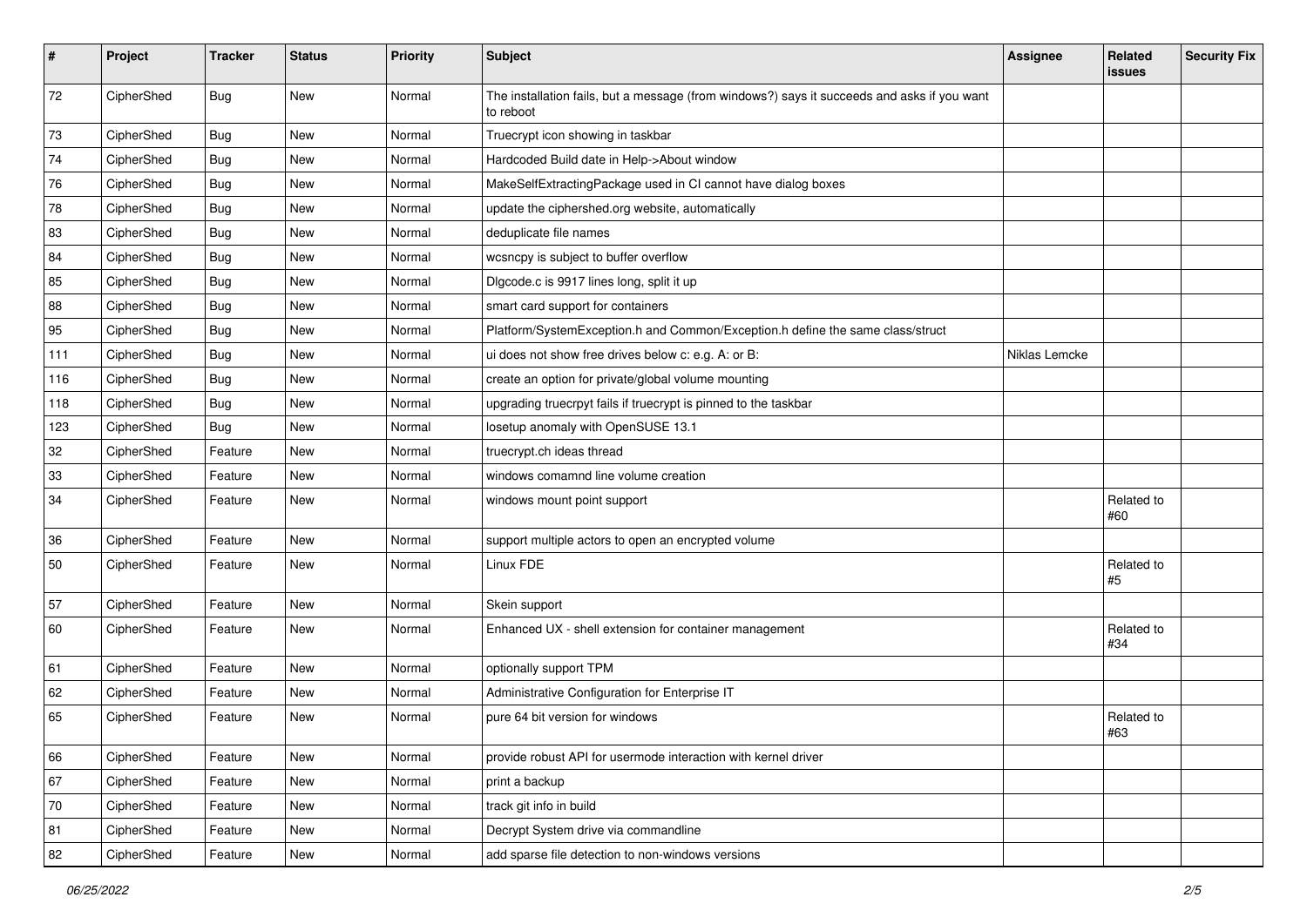| # | Project | Tracker | Status | Priority | Subject | Assignee | Related issues | Security Fix |
|---|---|---|---|---|---|---|---|---|
| 72 | CipherShed | Bug | New | Normal | The installation fails, but a message (from windows?) says it succeeds and asks if you want to reboot | | | |
| 73 | CipherShed | Bug | New | Normal | Truecrypt icon showing in taskbar | | | |
| 74 | CipherShed | Bug | New | Normal | Hardcoded Build date in Help->About window | | | |
| 76 | CipherShed | Bug | New | Normal | MakeSelfExtractingPackage used in CI cannot have dialog boxes | | | |
| 78 | CipherShed | Bug | New | Normal | update the ciphershed.org website, automatically | | | |
| 83 | CipherShed | Bug | New | Normal | deduplicate file names | | | |
| 84 | CipherShed | Bug | New | Normal | wcsncpy is subject to buffer overflow | | | |
| 85 | CipherShed | Bug | New | Normal | Dlgcode.c is 9917 lines long, split it up | | | |
| 88 | CipherShed | Bug | New | Normal | smart card support for containers | | | |
| 95 | CipherShed | Bug | New | Normal | Platform/SystemException.h and Common/Exception.h define the same class/struct | | | |
| 111 | CipherShed | Bug | New | Normal | ui does not show free drives below c: e.g. A: or B: | Niklas Lemcke | | |
| 116 | CipherShed | Bug | New | Normal | create an option for private/global volume mounting | | | |
| 118 | CipherShed | Bug | New | Normal | upgrading truecrpyt fails if truecrypt is pinned to the taskbar | | | |
| 123 | CipherShed | Bug | New | Normal | losetup anomaly with OpenSUSE 13.1 | | | |
| 32 | CipherShed | Feature | New | Normal | truecrypt.ch ideas thread | | | |
| 33 | CipherShed | Feature | New | Normal | windows comamnd line volume creation | | | |
| 34 | CipherShed | Feature | New | Normal | windows mount point support | | Related to #60 | |
| 36 | CipherShed | Feature | New | Normal | support multiple actors to open an encrypted volume | | | |
| 50 | CipherShed | Feature | New | Normal | Linux FDE | | Related to #5 | |
| 57 | CipherShed | Feature | New | Normal | Skein support | | | |
| 60 | CipherShed | Feature | New | Normal | Enhanced UX - shell extension for container management | | Related to #34 | |
| 61 | CipherShed | Feature | New | Normal | optionally support TPM | | | |
| 62 | CipherShed | Feature | New | Normal | Administrative Configuration for Enterprise IT | | | |
| 65 | CipherShed | Feature | New | Normal | pure 64 bit version for windows | | Related to #63 | |
| 66 | CipherShed | Feature | New | Normal | provide robust API for usermode interaction with kernel driver | | | |
| 67 | CipherShed | Feature | New | Normal | print a backup | | | |
| 70 | CipherShed | Feature | New | Normal | track git info in build | | | |
| 81 | CipherShed | Feature | New | Normal | Decrypt System drive via commandline | | | |
| 82 | CipherShed | Feature | New | Normal | add sparse file detection to non-windows versions | | | |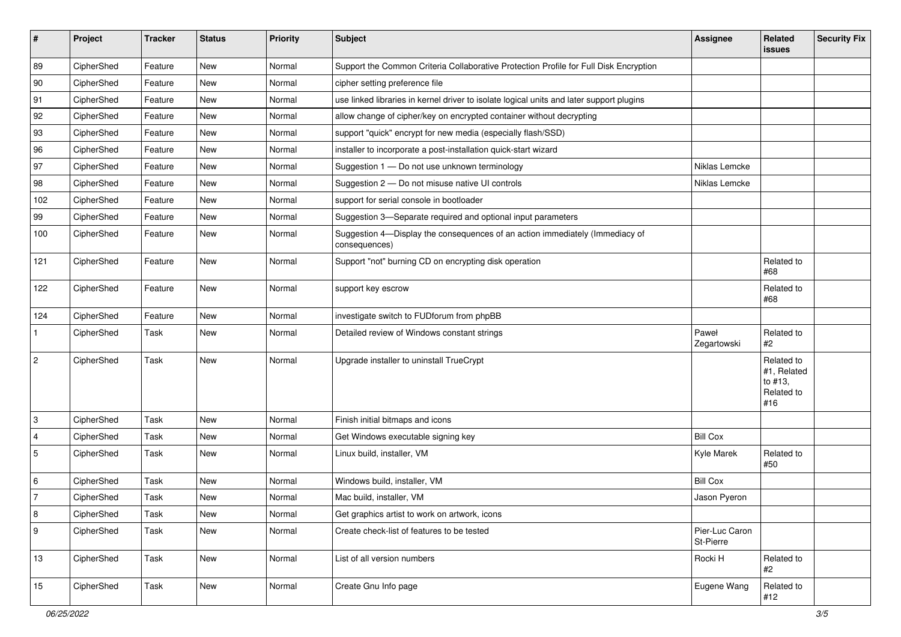| # | Project | Tracker | Status | Priority | Subject | Assignee | Related issues | Security Fix |
|---|---|---|---|---|---|---|---|---|
| 89 | CipherShed | Feature | New | Normal | Support the Common Criteria Collaborative Protection Profile for Full Disk Encryption | | | |
| 90 | CipherShed | Feature | New | Normal | cipher setting preference file | | | |
| 91 | CipherShed | Feature | New | Normal | use linked libraries in kernel driver to isolate logical units and later support plugins | | | |
| 92 | CipherShed | Feature | New | Normal | allow change of cipher/key on encrypted container without decrypting | | | |
| 93 | CipherShed | Feature | New | Normal | support "quick" encrypt for new media (especially flash/SSD) | | | |
| 96 | CipherShed | Feature | New | Normal | installer to incorporate a post-installation quick-start wizard | | | |
| 97 | CipherShed | Feature | New | Normal | Suggestion 1 — Do not use unknown terminology | Niklas Lemcke | | |
| 98 | CipherShed | Feature | New | Normal | Suggestion 2 — Do not misuse native UI controls | Niklas Lemcke | | |
| 102 | CipherShed | Feature | New | Normal | support for serial console in bootloader | | | |
| 99 | CipherShed | Feature | New | Normal | Suggestion 3—Separate required and optional input parameters | | | |
| 100 | CipherShed | Feature | New | Normal | Suggestion 4—Display the consequences of an action immediately (Immediacy of consequences) | | | |
| 121 | CipherShed | Feature | New | Normal | Support "not" burning CD on encrypting disk operation | | Related to #68 | |
| 122 | CipherShed | Feature | New | Normal | support key escrow | | Related to #68 | |
| 124 | CipherShed | Feature | New | Normal | investigate switch to FUDforum from phpBB | | | |
| 1 | CipherShed | Task | New | Normal | Detailed review of Windows constant strings | Paweł Zegartowski | Related to #2 | |
| 2 | CipherShed | Task | New | Normal | Upgrade installer to uninstall TrueCrypt | | Related to #1, Related to #13, Related to #16 | |
| 3 | CipherShed | Task | New | Normal | Finish initial bitmaps and icons | | | |
| 4 | CipherShed | Task | New | Normal | Get Windows executable signing key | Bill Cox | | |
| 5 | CipherShed | Task | New | Normal | Linux build, installer, VM | Kyle Marek | Related to #50 | |
| 6 | CipherShed | Task | New | Normal | Windows build, installer, VM | Bill Cox | | |
| 7 | CipherShed | Task | New | Normal | Mac build, installer, VM | Jason Pyeron | | |
| 8 | CipherShed | Task | New | Normal | Get graphics artist to work on artwork, icons | | | |
| 9 | CipherShed | Task | New | Normal | Create check-list of features to be tested | Pier-Luc Caron St-Pierre | | |
| 13 | CipherShed | Task | New | Normal | List of all version numbers | Rocki H | Related to #2 | |
| 15 | CipherShed | Task | New | Normal | Create Gnu Info page | Eugene Wang | Related to #12 | |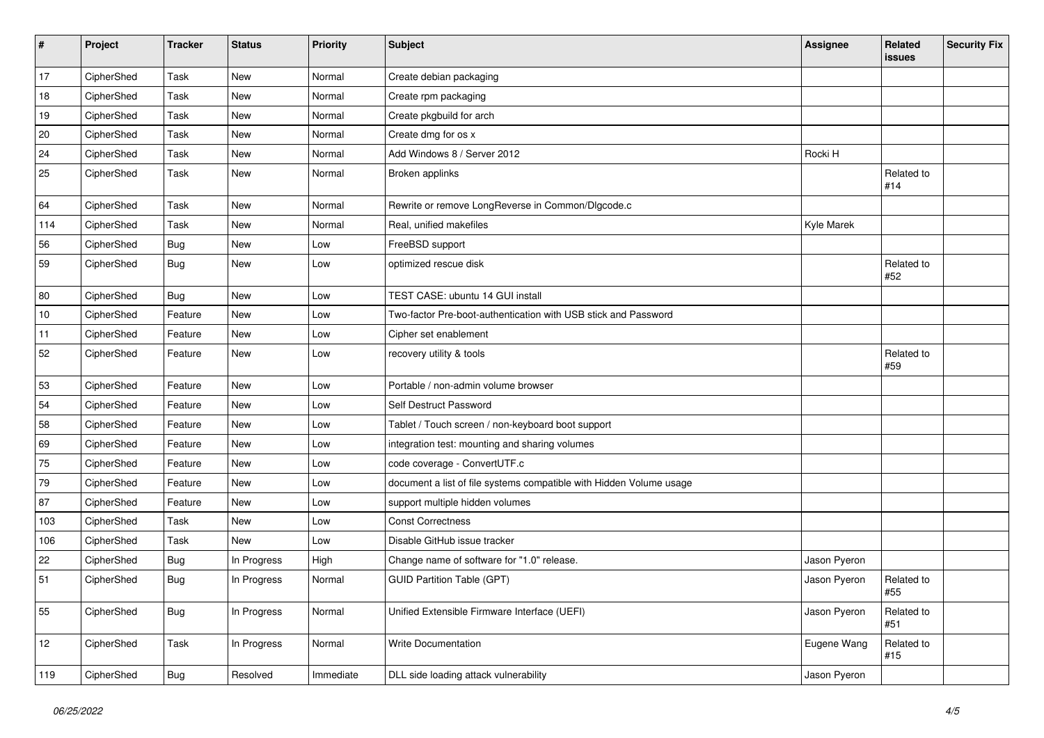| # | Project | Tracker | Status | Priority | Subject | Assignee | Related issues | Security Fix |
|---|---|---|---|---|---|---|---|---|
| 17 | CipherShed | Task | New | Normal | Create debian packaging | | | |
| 18 | CipherShed | Task | New | Normal | Create rpm packaging | | | |
| 19 | CipherShed | Task | New | Normal | Create pkgbuild for arch | | | |
| 20 | CipherShed | Task | New | Normal | Create dmg for os x | | | |
| 24 | CipherShed | Task | New | Normal | Add Windows 8 / Server 2012 | Rocki H | | |
| 25 | CipherShed | Task | New | Normal | Broken applinks | | Related to #14 | |
| 64 | CipherShed | Task | New | Normal | Rewrite or remove LongReverse in Common/Dlgcode.c | | | |
| 114 | CipherShed | Task | New | Normal | Real, unified makefiles | Kyle Marek | | |
| 56 | CipherShed | Bug | New | Low | FreeBSD support | | | |
| 59 | CipherShed | Bug | New | Low | optimized rescue disk | | Related to #52 | |
| 80 | CipherShed | Bug | New | Low | TEST CASE: ubuntu 14 GUI install | | | |
| 10 | CipherShed | Feature | New | Low | Two-factor Pre-boot-authentication with USB stick and Password | | | |
| 11 | CipherShed | Feature | New | Low | Cipher set enablement | | | |
| 52 | CipherShed | Feature | New | Low | recovery utility & tools | | Related to #59 | |
| 53 | CipherShed | Feature | New | Low | Portable / non-admin volume browser | | | |
| 54 | CipherShed | Feature | New | Low | Self Destruct Password | | | |
| 58 | CipherShed | Feature | New | Low | Tablet / Touch screen / non-keyboard boot support | | | |
| 69 | CipherShed | Feature | New | Low | integration test: mounting and sharing volumes | | | |
| 75 | CipherShed | Feature | New | Low | code coverage - ConvertUTF.c | | | |
| 79 | CipherShed | Feature | New | Low | document a list of file systems compatible with Hidden Volume usage | | | |
| 87 | CipherShed | Feature | New | Low | support multiple hidden volumes | | | |
| 103 | CipherShed | Task | New | Low | Const Correctness | | | |
| 106 | CipherShed | Task | New | Low | Disable GitHub issue tracker | | | |
| 22 | CipherShed | Bug | In Progress | High | Change name of software for "1.0" release. | Jason Pyeron | | |
| 51 | CipherShed | Bug | In Progress | Normal | GUID Partition Table (GPT) | Jason Pyeron | Related to #55 | |
| 55 | CipherShed | Bug | In Progress | Normal | Unified Extensible Firmware Interface (UEFI) | Jason Pyeron | Related to #51 | |
| 12 | CipherShed | Task | In Progress | Normal | Write Documentation | Eugene Wang | Related to #15 | |
| 119 | CipherShed | Bug | Resolved | Immediate | DLL side loading attack vulnerability | Jason Pyeron | | |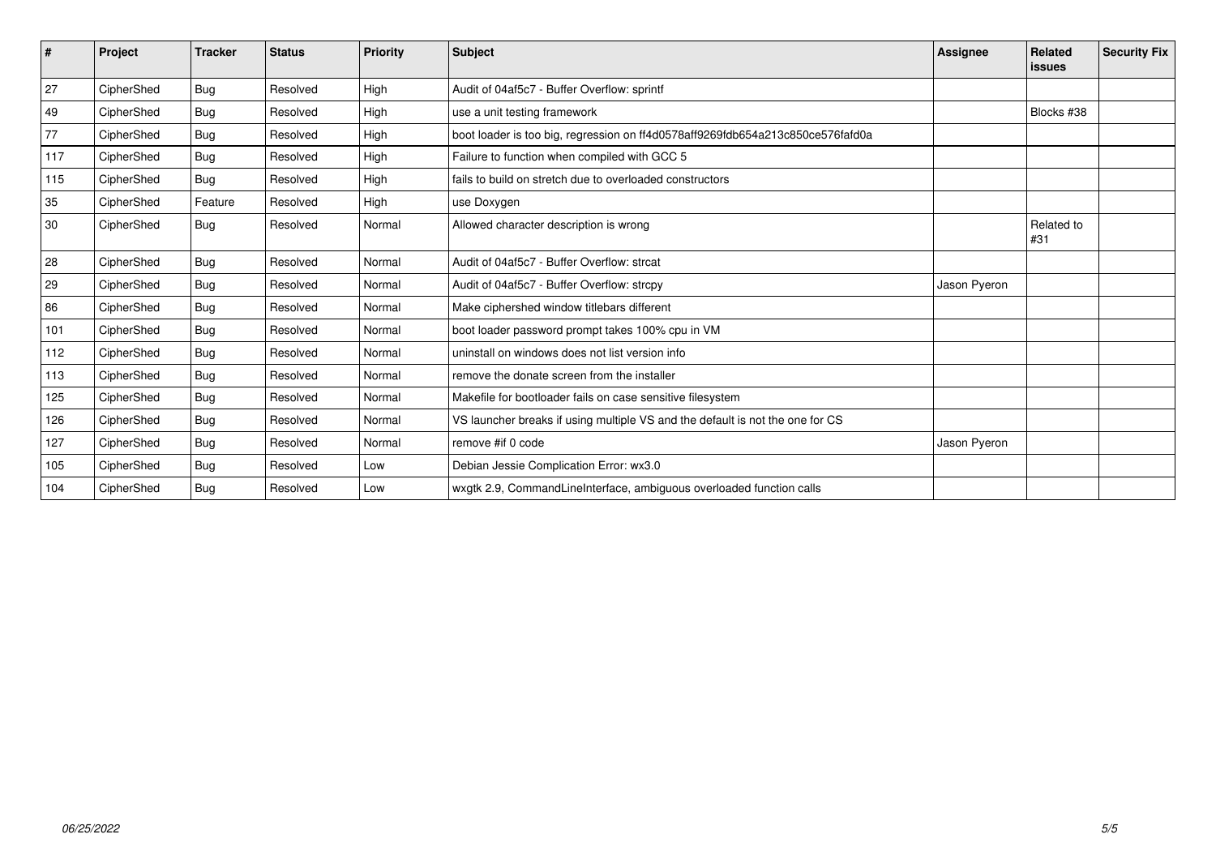| # | Project | Tracker | Status | Priority | Subject | Assignee | Related issues | Security Fix |
|---|---|---|---|---|---|---|---|---|
| 27 | CipherShed | Bug | Resolved | High | Audit of 04af5c7 - Buffer Overflow: sprintf | | | |
| 49 | CipherShed | Bug | Resolved | High | use a unit testing framework | | Blocks #38 | |
| 77 | CipherShed | Bug | Resolved | High | boot loader is too big, regression on ff4d0578aff9269fdb654a213c850ce576fafd0a | | | |
| 117 | CipherShed | Bug | Resolved | High | Failure to function when compiled with GCC 5 | | | |
| 115 | CipherShed | Bug | Resolved | High | fails to build on stretch due to overloaded constructors | | | |
| 35 | CipherShed | Feature | Resolved | High | use Doxygen | | | |
| 30 | CipherShed | Bug | Resolved | Normal | Allowed character description is wrong | | Related to #31 | |
| 28 | CipherShed | Bug | Resolved | Normal | Audit of 04af5c7 - Buffer Overflow: strcat | | | |
| 29 | CipherShed | Bug | Resolved | Normal | Audit of 04af5c7 - Buffer Overflow: strcpy | Jason Pyeron | | |
| 86 | CipherShed | Bug | Resolved | Normal | Make ciphershed window titlebars different | | | |
| 101 | CipherShed | Bug | Resolved | Normal | boot loader password prompt takes 100% cpu in VM | | | |
| 112 | CipherShed | Bug | Resolved | Normal | uninstall on windows does not list version info | | | |
| 113 | CipherShed | Bug | Resolved | Normal | remove the donate screen from the installer | | | |
| 125 | CipherShed | Bug | Resolved | Normal | Makefile for bootloader fails on case sensitive filesystem | | | |
| 126 | CipherShed | Bug | Resolved | Normal | VS launcher breaks if using multiple VS and the default is not the one for CS | | | |
| 127 | CipherShed | Bug | Resolved | Normal | remove #if 0 code | Jason Pyeron | | |
| 105 | CipherShed | Bug | Resolved | Low | Debian Jessie Complication Error: wx3.0 | | | |
| 104 | CipherShed | Bug | Resolved | Low | wxgtk 2.9, CommandLineInterface, ambiguous overloaded function calls | | | |

*06/25/2022*